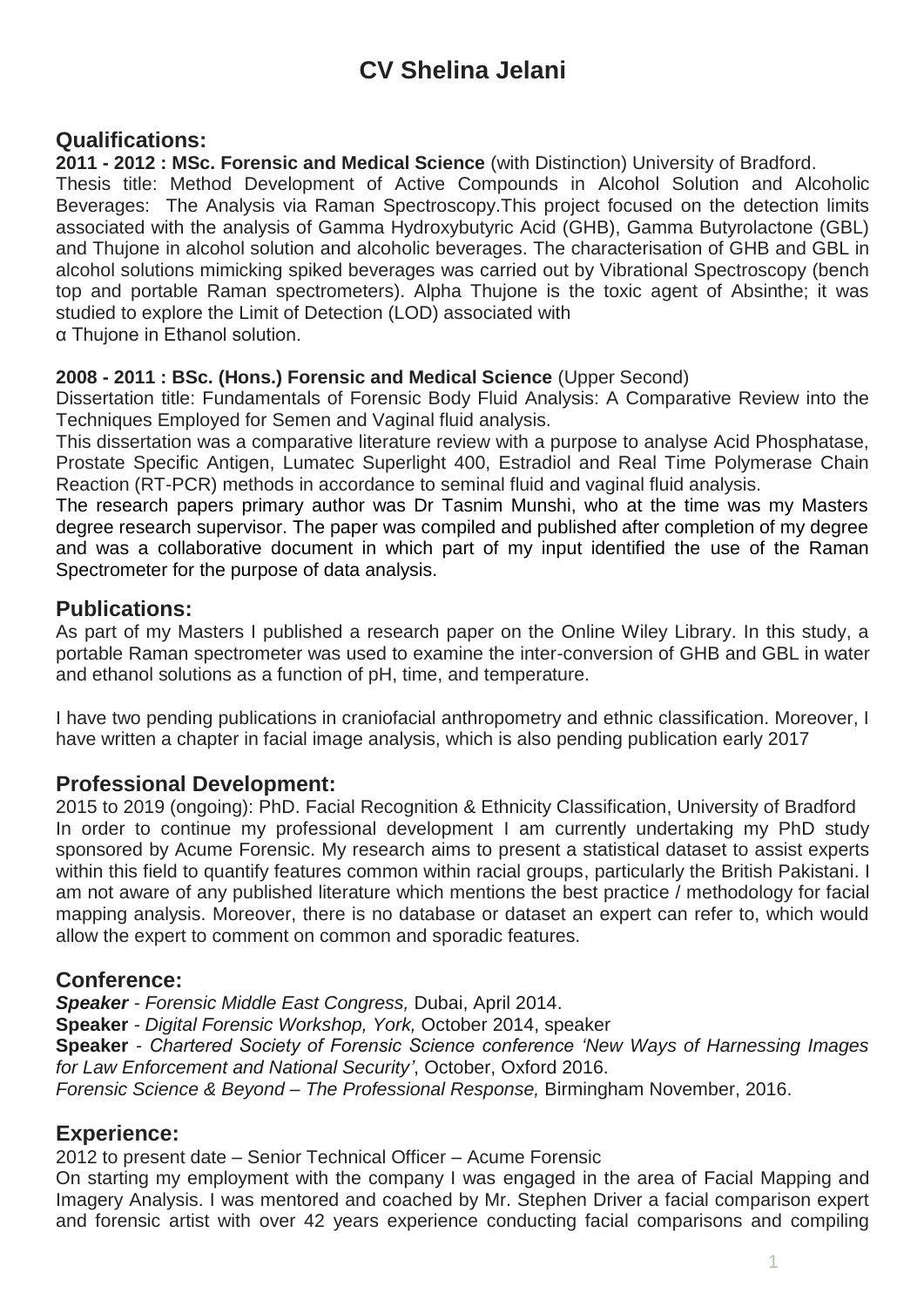# CV Shelina Jelani

## Qualifications:

**2011 - 2012 : MSc. Forensic and Medical Science** (with Distinction) University of Bradford.

Thesis title: Method Development of Active Compounds in Alcohol Solution and Alcoholic Beverages: The Analysis via Raman Spectroscopy.This project focused on the detection limits associated with the analysis of Gamma Hydroxybutyric Acid (GHB), Gamma Butyrolactone (GBL) and Thujone in alcohol solution and alcoholic beverages. The characterisation of GHB and GBL in alcohol solutions mimicking spiked beverages was carried out by Vibrational Spectroscopy (bench top and portable Raman spectrometers). Alpha Thujone is the toxic agent of Absinthe; it was studied to explore the Limit of Detection (LOD) associated with
α Thujone in Ethanol solution.

**2008 - 2011 : BSc. (Hons.) Forensic and Medical Science** (Upper Second)

Dissertation title: Fundamentals of Forensic Body Fluid Analysis: A Comparative Review into the Techniques Employed for Semen and Vaginal fluid analysis.

This dissertation was a comparative literature review with a purpose to analyse Acid Phosphatase, Prostate Specific Antigen, Lumatec Superlight 400, Estradiol and Real Time Polymerase Chain Reaction (RT-PCR) methods in accordance to seminal fluid and vaginal fluid analysis.

The research papers primary author was Dr Tasnim Munshi, who at the time was my Masters degree research supervisor. The paper was compiled and published after completion of my degree and was a collaborative document in which part of my input identified the use of the Raman Spectrometer for the purpose of data analysis.

## Publications:

As part of my Masters I published a research paper on the Online Wiley Library. In this study, a portable Raman spectrometer was used to examine the inter-conversion of GHB and GBL in water and ethanol solutions as a function of pH, time, and temperature.

I have two pending publications in craniofacial anthropometry and ethnic classification. Moreover, I have written a chapter in facial image analysis, which is also pending publication early 2017

## Professional Development:

2015 to 2019 (ongoing): PhD. Facial Recognition & Ethnicity Classification, University of Bradford
In order to continue my professional development I am currently undertaking my PhD study sponsored by Acume Forensic. My research aims to present a statistical dataset to assist experts within this field to quantify features common within racial groups, particularly the British Pakistani. I am not aware of any published literature which mentions the best practice / methodology for facial mapping analysis. Moreover, there is no database or dataset an expert can refer to, which would allow the expert to comment on common and sporadic features.

## Conference:

***Speaker*** - *Forensic Middle East Congress,* Dubai, April 2014.

**Speaker** - *Digital Forensic Workshop, York,* October 2014, speaker

**Speaker** - *Chartered Society of Forensic Science conference 'New Ways of Harnessing Images for Law Enforcement and National Security'*, October, Oxford 2016.

*Forensic Science & Beyond – The Professional Response,* Birmingham November, 2016.

## Experience:

2012 to present date – Senior Technical Officer – Acume Forensic

On starting my employment with the company I was engaged in the area of Facial Mapping and Imagery Analysis. I was mentored and coached by Mr. Stephen Driver a facial comparison expert and forensic artist with over 42 years experience conducting facial comparisons and compiling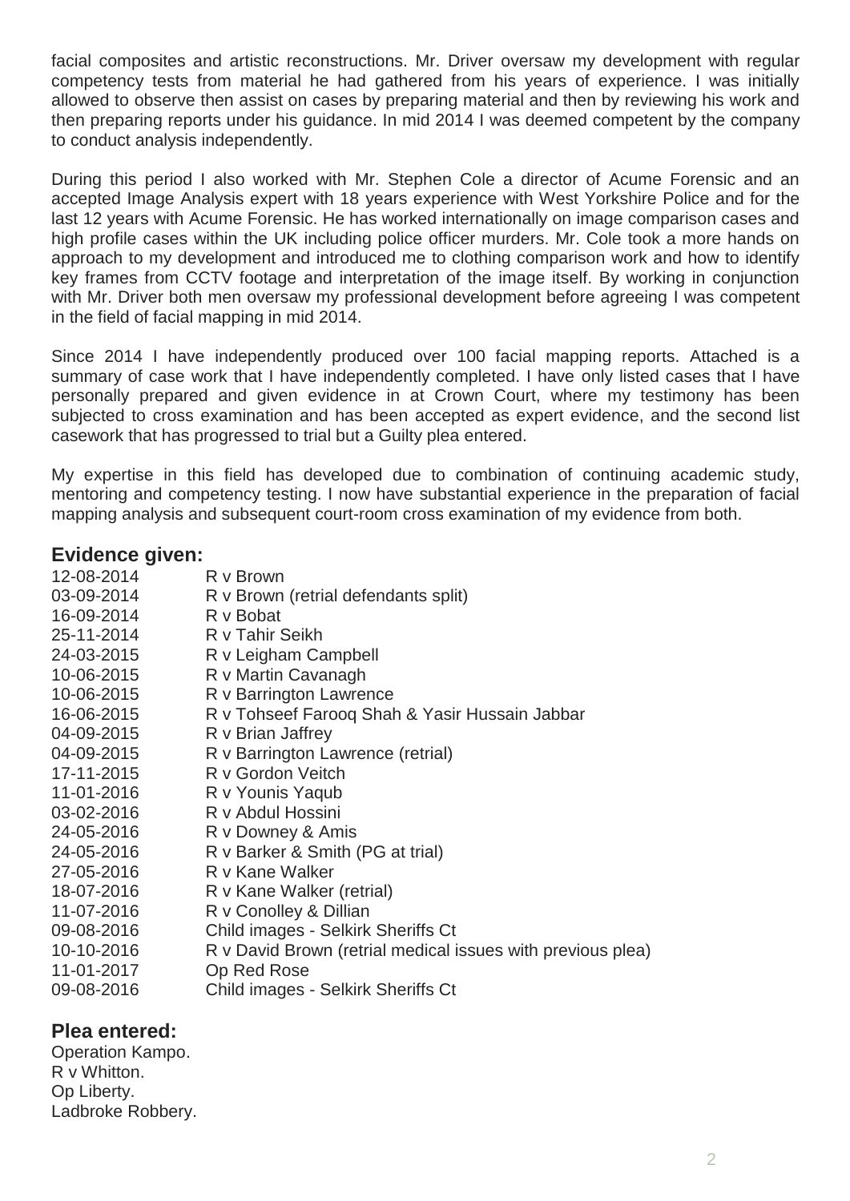facial composites and artistic reconstructions. Mr. Driver oversaw my development with regular competency tests from material he had gathered from his years of experience. I was initially allowed to observe then assist on cases by preparing material and then by reviewing his work and then preparing reports under his guidance. In mid 2014 I was deemed competent by the company to conduct analysis independently.

During this period I also worked with Mr. Stephen Cole a director of Acume Forensic and an accepted Image Analysis expert with 18 years experience with West Yorkshire Police and for the last 12 years with Acume Forensic. He has worked internationally on image comparison cases and high profile cases within the UK including police officer murders. Mr. Cole took a more hands on approach to my development and introduced me to clothing comparison work and how to identify key frames from CCTV footage and interpretation of the image itself. By working in conjunction with Mr. Driver both men oversaw my professional development before agreeing I was competent in the field of facial mapping in mid 2014.

Since 2014 I have independently produced over 100 facial mapping reports. Attached is a summary of case work that I have independently completed. I have only listed cases that I have personally prepared and given evidence in at Crown Court, where my testimony has been subjected to cross examination and has been accepted as expert evidence, and the second list casework that has progressed to trial but a Guilty plea entered.

My expertise in this field has developed due to combination of continuing academic study, mentoring and competency testing. I now have substantial experience in the preparation of facial mapping analysis and subsequent court-room cross examination of my evidence from both.

## Evidence given:

| | |
|---|---|
| 12-08-2014 | R v Brown |
| 03-09-2014 | R v Brown (retrial defendants split) |
| 16-09-2014 | R v Bobat |
| 25-11-2014 | R v Tahir Seikh |
| 24-03-2015 | R v Leigham Campbell |
| 10-06-2015 | R v Martin Cavanagh |
| 10-06-2015 | R v Barrington Lawrence |
| 16-06-2015 | R v Tohseef Farooq Shah & Yasir Hussain Jabbar |
| 04-09-2015 | R v Brian Jaffrey |
| 04-09-2015 | R v Barrington Lawrence (retrial) |
| 17-11-2015 | R v Gordon Veitch |
| 11-01-2016 | R v Younis Yaqub |
| 03-02-2016 | R v Abdul Hossini |
| 24-05-2016 | R v Downey & Amis |
| 24-05-2016 | R v Barker & Smith (PG at trial) |
| 27-05-2016 | R v Kane Walker |
| 18-07-2016 | R v Kane Walker (retrial) |
| 11-07-2016 | R v Conolley & Dillian |
| 09-08-2016 | Child images - Selkirk Sheriffs Ct |
| 10-10-2016 | R v David Brown (retrial medical issues with previous plea) |
| 11-01-2017 | Op Red Rose |
| 09-08-2016 | Child images - Selkirk Sheriffs Ct |

## Plea entered:

Operation Kampo.
R v Whitton.
Op Liberty.
Ladbroke Robbery.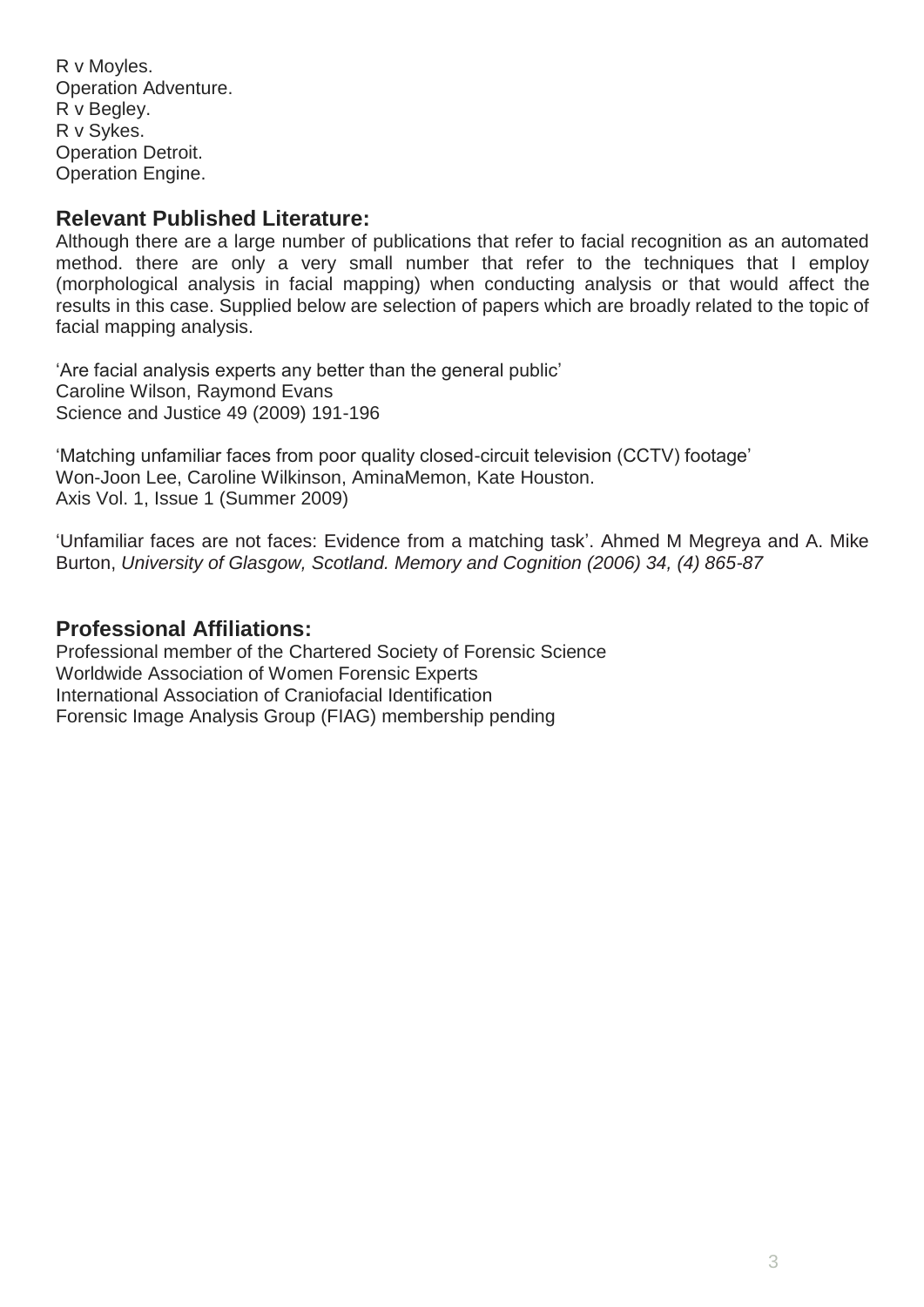R v Moyles.
Operation Adventure.
R v Begley.
R v Sykes.
Operation Detroit.
Operation Engine.

## Relevant Published Literature:

Although there are a large number of publications that refer to facial recognition as an automated method. there are only a very small number that refer to the techniques that I employ (morphological analysis in facial mapping) when conducting analysis or that would affect the results in this case. Supplied below are selection of papers which are broadly related to the topic of facial mapping analysis.

'Are facial analysis experts any better than the general public'
Caroline Wilson, Raymond Evans
Science and Justice 49 (2009) 191-196

'Matching unfamiliar faces from poor quality closed-circuit television (CCTV) footage'
Won-Joon Lee, Caroline Wilkinson, AminaMemon, Kate Houston.
Axis Vol. 1, Issue 1 (Summer 2009)

'Unfamiliar faces are not faces: Evidence from a matching task'. Ahmed M Megreya and A. Mike Burton, *University of Glasgow, Scotland. Memory and Cognition (2006) 34, (4) 865-87*

## Professional Affiliations:

Professional member of the Chartered Society of Forensic Science
Worldwide Association of Women Forensic Experts
International Association of Craniofacial Identification
Forensic Image Analysis Group (FIAG) membership pending